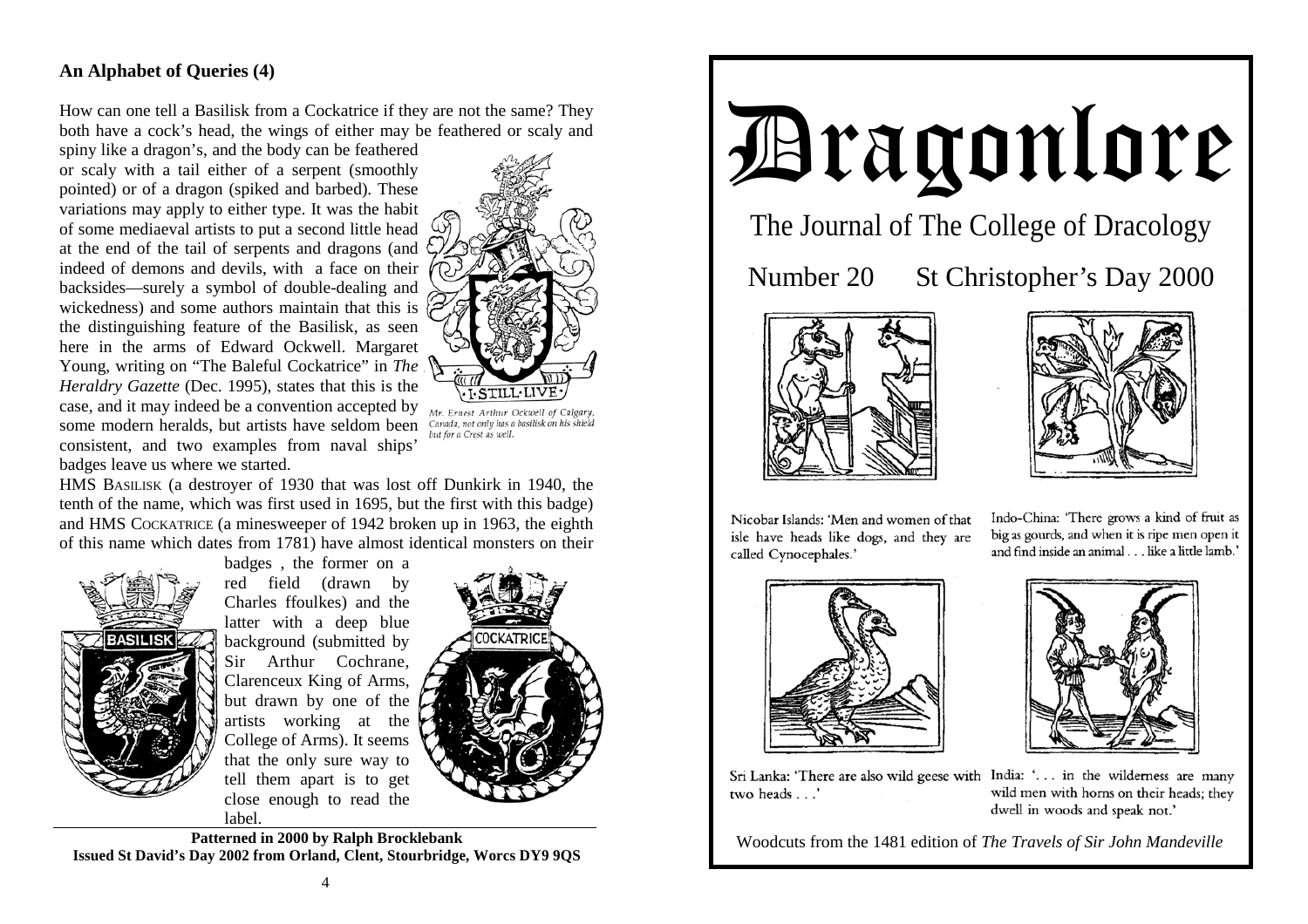## An Alphabet of Queries (4)

How can one tell a Basilisk from a Cockatrice if they are not the same? They both have a cock's head, the wings of either may be feathered or scaly and spiny like a dragon's, and the body can be feathered or scaly with a tail either of a serpent (smoothly pointed) or of a dragon (spiked and barbed). These variations may apply to either type. It was the habit of some mediaeval artists to put a second little head at the end of the tail of serpents and dragons (and indeed of demons and devils, with a face on their backsides—surely a symbol of double-dealing and wickedness) and some authors maintain that this is the distinguishing feature of the Basilisk, as seen here in the arms of Edward Ockwell. Margaret Young, writing on "The Baleful Cockatrice" in *The Heraldry Gazette* (Dec. 1995), states that this is the case, and it may indeed be a convention accepted by some modern heralds, but artists have seldom been consistent, and two examples from naval ships' badges leave us where we started.

*Mr. Ernest Arthur Ockwell of Calgary, Canada, not only has a basilisk on his shield but for a Crest as well.*

HMS BASILISK (a destroyer of 1930 that was lost off Dunkirk in 1940, the tenth of the name, which was first used in 1695, but the first with this badge) and HMS COCKATRICE (a minesweeper of 1942 broken up in 1963, the eighth of this name which dates from 1781) have almost identical monsters on their badges , the former on a red field (drawn by Charles ffoulkes) and the latter with a deep blue background (submitted by Sir Arthur Cochrane, Clarenceux King of Arms, but drawn by one of the artists working at the College of Arms). It seems that the only sure way to tell them apart is to get close enough to read the label.

**Patterned in 2000 by Ralph Brocklebank**
**Issued St David's Day 2002 from Orland, Clent, Stourbridge, Worcs DY9 9QS**

# Dragonlore

## The Journal of The College of Dracology

## Number 20 St Christopher's Day 2000

Nicobar Islands: 'Men and women of that isle have heads like dogs, and they are called Cynocephales.'

Indo-China: 'There grows a kind of fruit as big as gourds, and when it is ripe men open it and find inside an animal . . . like a little lamb.'

Sri Lanka: 'There are also wild geese with two heads . . .'

India: '. . . in the wilderness are many wild men with horns on their heads; they dwell in woods and speak not.'

Woodcuts from the 1481 edition of *The Travels of Sir John Mandeville*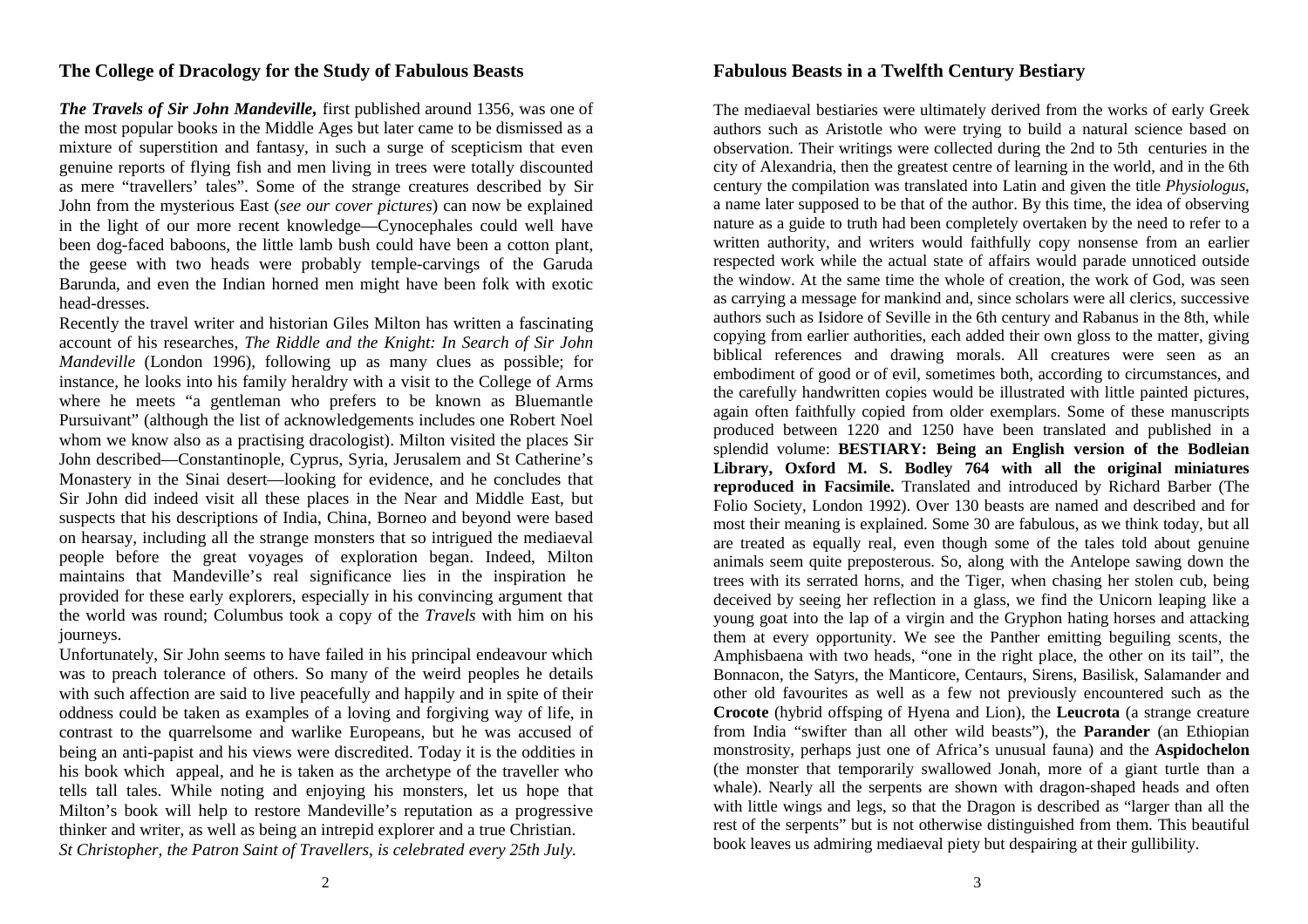## The College of Dracology for the Study of Fabulous Beasts

***The Travels of Sir John Mandeville,*** first published around 1356, was one of the most popular books in the Middle Ages but later came to be dismissed as a mixture of superstition and fantasy, in such a surge of scepticism that even genuine reports of flying fish and men living in trees were totally discounted as mere "travellers' tales". Some of the strange creatures described by Sir John from the mysterious East (*see our cover pictures*) can now be explained in the light of our more recent knowledge—Cynocephales could well have been dog-faced baboons, the little lamb bush could have been a cotton plant, the geese with two heads were probably temple-carvings of the Garuda Barunda, and even the Indian horned men might have been folk with exotic head-dresses.

Recently the travel writer and historian Giles Milton has written a fascinating account of his researches, *The Riddle and the Knight: In Search of Sir John Mandeville* (London 1996), following up as many clues as possible; for instance, he looks into his family heraldry with a visit to the College of Arms where he meets "a gentleman who prefers to be known as Bluemantle Pursuivant" (although the list of acknowledgements includes one Robert Noel whom we know also as a practising dracologist). Milton visited the places Sir John described—Constantinople, Cyprus, Syria, Jerusalem and St Catherine's Monastery in the Sinai desert—looking for evidence, and he concludes that Sir John did indeed visit all these places in the Near and Middle East, but suspects that his descriptions of India, China, Borneo and beyond were based on hearsay, including all the strange monsters that so intrigued the mediaeval people before the great voyages of exploration began. Indeed, Milton maintains that Mandeville's real significance lies in the inspiration he provided for these early explorers, especially in his convincing argument that the world was round; Columbus took a copy of the *Travels* with him on his journeys.

Unfortunately, Sir John seems to have failed in his principal endeavour which was to preach tolerance of others. So many of the weird peoples he details with such affection are said to live peacefully and happily and in spite of their oddness could be taken as examples of a loving and forgiving way of life, in contrast to the quarrelsome and warlike Europeans, but he was accused of being an anti-papist and his views were discredited. Today it is the oddities in his book which appeal, and he is taken as the archetype of the traveller who tells tall tales. While noting and enjoying his monsters, let us hope that Milton's book will help to restore Mandeville's reputation as a progressive thinker and writer, as well as being an intrepid explorer and a true Christian.

*St Christopher, the Patron Saint of Travellers, is celebrated every 25th July.*

## Fabulous Beasts in a Twelfth Century Bestiary

The mediaeval bestiaries were ultimately derived from the works of early Greek authors such as Aristotle who were trying to build a natural science based on observation. Their writings were collected during the 2nd to 5th centuries in the city of Alexandria, then the greatest centre of learning in the world, and in the 6th century the compilation was translated into Latin and given the title *Physiologus*, a name later supposed to be that of the author. By this time, the idea of observing nature as a guide to truth had been completely overtaken by the need to refer to a written authority, and writers would faithfully copy nonsense from an earlier respected work while the actual state of affairs would parade unnoticed outside the window. At the same time the whole of creation, the work of God, was seen as carrying a message for mankind and, since scholars were all clerics, successive authors such as Isidore of Seville in the 6th century and Rabanus in the 8th, while copying from earlier authorities, each added their own gloss to the matter, giving biblical references and drawing morals. All creatures were seen as an embodiment of good or of evil, sometimes both, according to circumstances, and the carefully handwritten copies would be illustrated with little painted pictures, again often faithfully copied from older exemplars. Some of these manuscripts produced between 1220 and 1250 have been translated and published in a splendid volume: **BESTIARY: Being an English version of the Bodleian Library, Oxford M. S. Bodley 764 with all the original miniatures reproduced in Facsimile.** Translated and introduced by Richard Barber (The Folio Society, London 1992). Over 130 beasts are named and described and for most their meaning is explained. Some 30 are fabulous, as we think today, but all are treated as equally real, even though some of the tales told about genuine animals seem quite preposterous. So, along with the Antelope sawing down the trees with its serrated horns, and the Tiger, when chasing her stolen cub, being deceived by seeing her reflection in a glass, we find the Unicorn leaping like a young goat into the lap of a virgin and the Gryphon hating horses and attacking them at every opportunity. We see the Panther emitting beguiling scents, the Amphisbaena with two heads, "one in the right place, the other on its tail", the Bonnacon, the Satyrs, the Manticore, Centaurs, Sirens, Basilisk, Salamander and other old favourites as well as a few not previously encountered such as the **Crocote** (hybrid offsping of Hyena and Lion), the **Leucrota** (a strange creature from India "swifter than all other wild beasts"), the **Parander** (an Ethiopian monstrosity, perhaps just one of Africa's unusual fauna) and the **Aspidochelon** (the monster that temporarily swallowed Jonah, more of a giant turtle than a whale). Nearly all the serpents are shown with dragon-shaped heads and often with little wings and legs, so that the Dragon is described as "larger than all the rest of the serpents" but is not otherwise distinguished from them. This beautiful book leaves us admiring mediaeval piety but despairing at their gullibility.